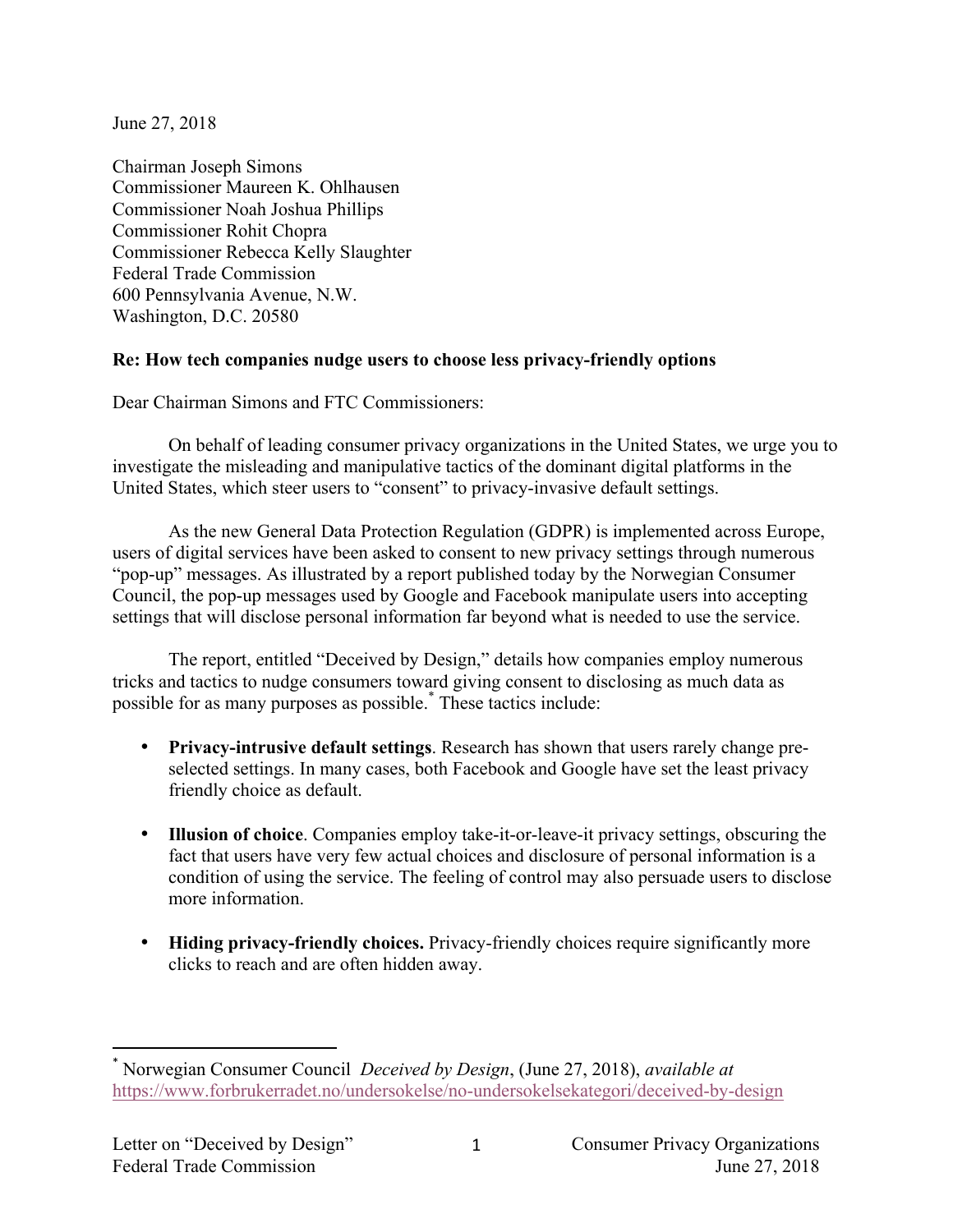June 27, 2018

Chairman Joseph Simons
Commissioner Maureen K. Ohlhausen
Commissioner Noah Joshua Phillips
Commissioner Rohit Chopra
Commissioner Rebecca Kelly Slaughter
Federal Trade Commission
600 Pennsylvania Avenue, N.W.
Washington, D.C. 20580

**Re: How tech companies nudge users to choose less privacy-friendly options**

Dear Chairman Simons and FTC Commissioners:

On behalf of leading consumer privacy organizations in the United States, we urge you to investigate the misleading and manipulative tactics of the dominant digital platforms in the United States, which steer users to "consent" to privacy-invasive default settings.

As the new General Data Protection Regulation (GDPR) is implemented across Europe, users of digital services have been asked to consent to new privacy settings through numerous "pop-up" messages. As illustrated by a report published today by the Norwegian Consumer Council, the pop-up messages used by Google and Facebook manipulate users into accepting settings that will disclose personal information far beyond what is needed to use the service.

The report, entitled "Deceived by Design," details how companies employ numerous tricks and tactics to nudge consumers toward giving consent to disclosing as much data as possible for as many purposes as possible.[*] These tactics include:

- **Privacy-intrusive default settings**. Research has shown that users rarely change pre-selected settings. In many cases, both Facebook and Google have set the least privacy friendly choice as default.

- **Illusion of choice**. Companies employ take-it-or-leave-it privacy settings, obscuring the fact that users have very few actual choices and disclosure of personal information is a condition of using the service. The feeling of control may also persuade users to disclose more information.

- **Hiding privacy-friendly choices.** Privacy-friendly choices require significantly more clicks to reach and are often hidden away.

---

[*] Norwegian Consumer Council *Deceived by Design*, (June 27, 2018), *available at* https://www.forbrukerradet.no/undersokelse/no-undersokelsekategori/deceived-by-design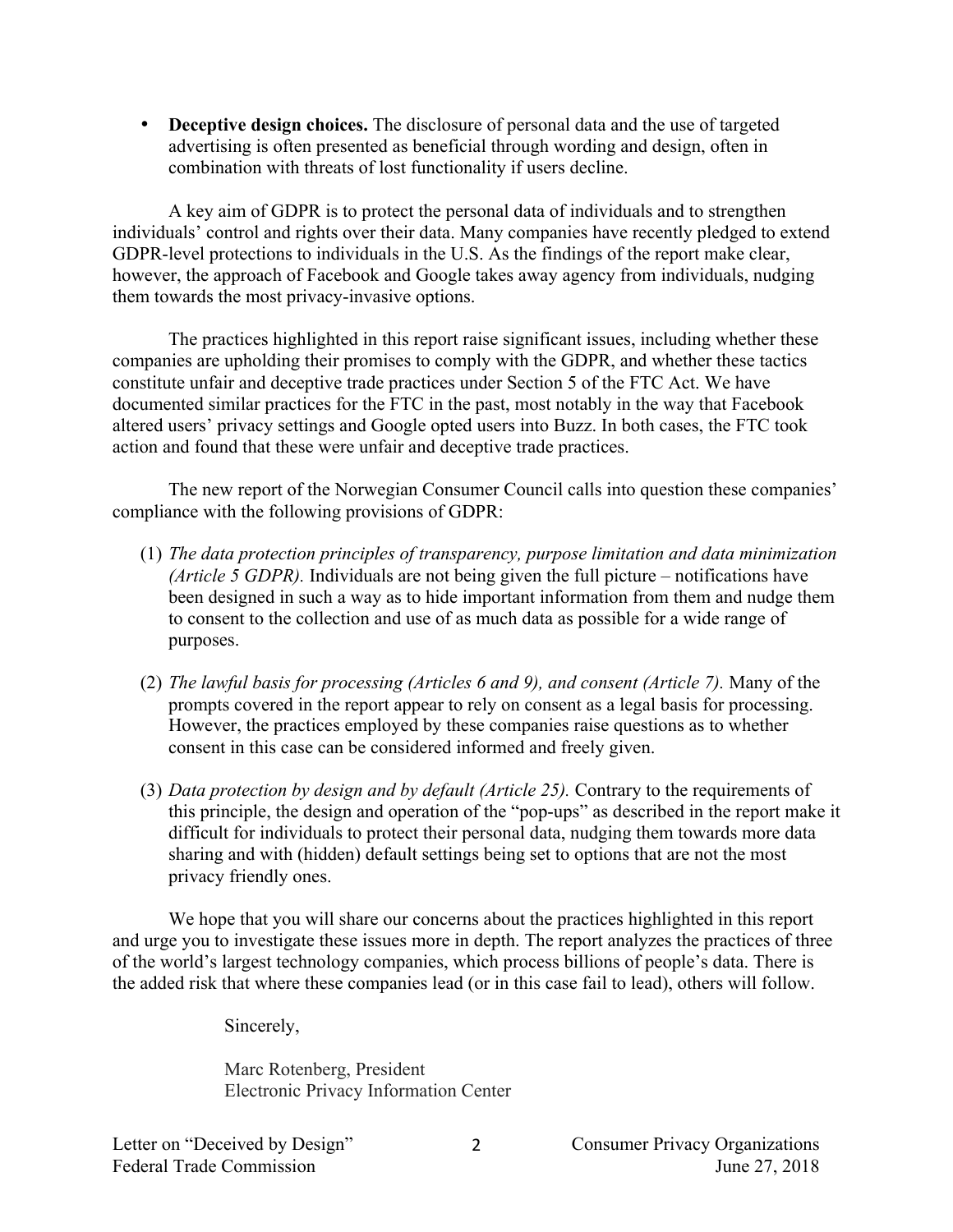- **Deceptive design choices.** The disclosure of personal data and the use of targeted advertising is often presented as beneficial through wording and design, often in combination with threats of lost functionality if users decline.

A key aim of GDPR is to protect the personal data of individuals and to strengthen individuals' control and rights over their data. Many companies have recently pledged to extend GDPR-level protections to individuals in the U.S. As the findings of the report make clear, however, the approach of Facebook and Google takes away agency from individuals, nudging them towards the most privacy-invasive options.

The practices highlighted in this report raise significant issues, including whether these companies are upholding their promises to comply with the GDPR, and whether these tactics constitute unfair and deceptive trade practices under Section 5 of the FTC Act. We have documented similar practices for the FTC in the past, most notably in the way that Facebook altered users' privacy settings and Google opted users into Buzz. In both cases, the FTC took action and found that these were unfair and deceptive trade practices.

The new report of the Norwegian Consumer Council calls into question these companies' compliance with the following provisions of GDPR:

(1) *The data protection principles of transparency, purpose limitation and data minimization (Article 5 GDPR).* Individuals are not being given the full picture – notifications have been designed in such a way as to hide important information from them and nudge them to consent to the collection and use of as much data as possible for a wide range of purposes.

(2) *The lawful basis for processing (Articles 6 and 9), and consent (Article 7).* Many of the prompts covered in the report appear to rely on consent as a legal basis for processing. However, the practices employed by these companies raise questions as to whether consent in this case can be considered informed and freely given.

(3) *Data protection by design and by default (Article 25).* Contrary to the requirements of this principle, the design and operation of the "pop-ups" as described in the report make it difficult for individuals to protect their personal data, nudging them towards more data sharing and with (hidden) default settings being set to options that are not the most privacy friendly ones.

We hope that you will share our concerns about the practices highlighted in this report and urge you to investigate these issues more in depth. The report analyzes the practices of three of the world's largest technology companies, which process billions of people's data. There is the added risk that where these companies lead (or in this case fail to lead), others will follow.

Sincerely,

Marc Rotenberg, President
Electronic Privacy Information Center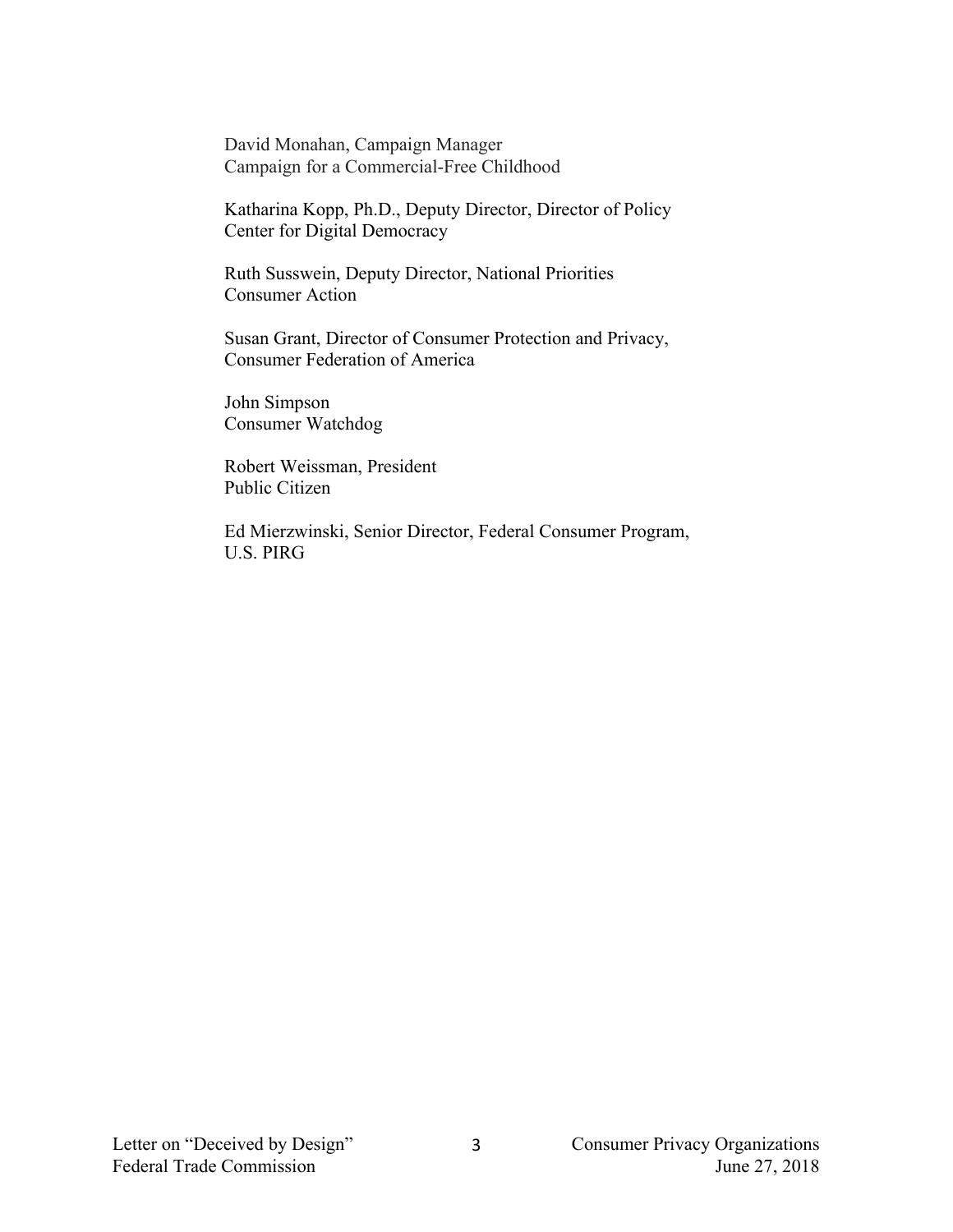David Monahan, Campaign Manager
Campaign for a Commercial-Free Childhood

Katharina Kopp, Ph.D., Deputy Director, Director of Policy
Center for Digital Democracy

Ruth Susswein, Deputy Director, National Priorities
Consumer Action

Susan Grant, Director of Consumer Protection and Privacy,
Consumer Federation of America

John Simpson
Consumer Watchdog

Robert Weissman, President
Public Citizen

Ed Mierzwinski, Senior Director, Federal Consumer Program,
U.S. PIRG